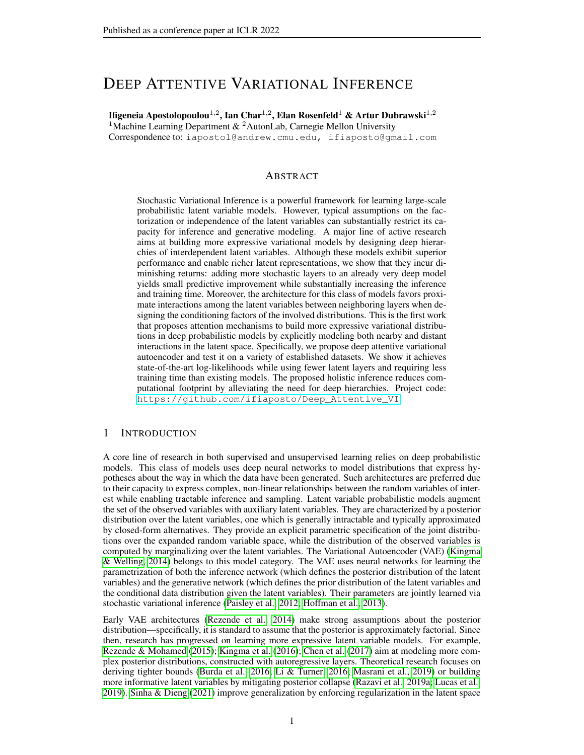# Deep Attentive Variational Inference

**Ifigeneia Apostolopoulou[1,2], Ian Char[1,2], Elan Rosenfeld[1] & Artur Dubrawski[1,2]**
[1]Machine Learning Department & [2]AutonLab, Carnegie Mellon University
Correspondence to: iapostol@andrew.cmu.edu, ifiaposto@gmail.com

## Abstract

Stochastic Variational Inference is a powerful framework for learning large-scale probabilistic latent variable models. However, typical assumptions on the factorization or independence of the latent variables can substantially restrict its capacity for inference and generative modeling. A major line of active research aims at building more expressive variational models by designing deep hierarchies of interdependent latent variables. Although these models exhibit superior performance and enable richer latent representations, we show that they incur diminishing returns: adding more stochastic layers to an already very deep model yields small predictive improvement while substantially increasing the inference and training time. Moreover, the architecture for this class of models favors proximate interactions among the latent variables between neighboring layers when designing the conditioning factors of the involved distributions. This is the first work that proposes attention mechanisms to build more expressive variational distributions in deep probabilistic models by explicitly modeling both nearby and distant interactions in the latent space. Specifically, we propose deep attentive variational autoencoder and test it on a variety of established datasets. We show it achieves state-of-the-art log-likelihoods while using fewer latent layers and requiring less training time than existing models. The proposed holistic inference reduces computational footprint by alleviating the need for deep hierarchies. Project code: https://github.com/ifiaposto/Deep_Attentive_VI

## 1 Introduction

A core line of research in both supervised and unsupervised learning relies on deep probabilistic models. This class of models uses deep neural networks to model distributions that express hypotheses about the way in which the data have been generated. Such architectures are preferred due to their capacity to express complex, non-linear relationships between the random variables of interest while enabling tractable inference and sampling. Latent variable probabilistic models augment the set of the observed variables with auxiliary latent variables. They are characterized by a posterior distribution over the latent variables, one which is generally intractable and typically approximated by closed-form alternatives. They provide an explicit parametric specification of the joint distributions over the expanded random variable space, while the distribution of the observed variables is computed by marginalizing over the latent variables. The Variational Autoencoder (VAE) (Kingma & Welling, 2014) belongs to this model category. The VAE uses neural networks for learning the parametrization of both the inference network (which defines the posterior distribution of the latent variables) and the generative network (which defines the prior distribution of the latent variables and the conditional data distribution given the latent variables). Their parameters are jointly learned via stochastic variational inference (Paisley et al., 2012; Hoffman et al., 2013).

Early VAE architectures (Rezende et al., 2014) make strong assumptions about the posterior distribution—specifically, it is standard to assume that the posterior is approximately factorial. Since then, research has progressed on learning more expressive latent variable models. For example, Rezende & Mohamed (2015); Kingma et al. (2016); Chen et al. (2017) aim at modeling more complex posterior distributions, constructed with autoregressive layers. Theoretical research focuses on deriving tighter bounds (Burda et al., 2016; Li & Turner, 2016; Masrani et al., 2019) or building more informative latent variables by mitigating posterior collapse (Razavi et al., 2019a; Lucas et al., 2019). Sinha & Dieng (2021) improve generalization by enforcing regularization in the latent space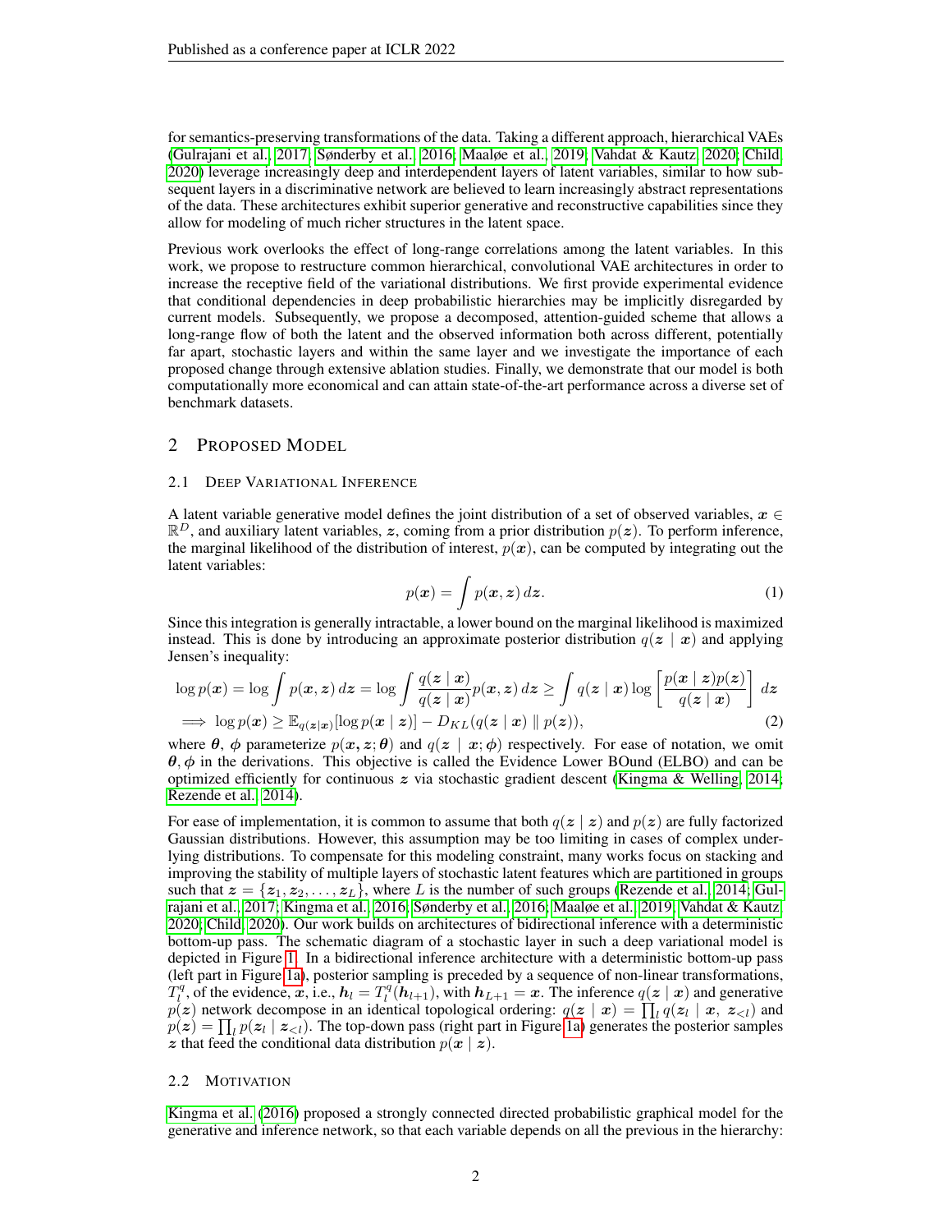for semantics-preserving transformations of the data. Taking a different approach, hierarchical VAEs (Gulrajani et al., 2017; Sønderby et al., 2016; Maaløe et al., 2019; Vahdat & Kautz, 2020; Child, 2020) leverage increasingly deep and interdependent layers of latent variables, similar to how subsequent layers in a discriminative network are believed to learn increasingly abstract representations of the data. These architectures exhibit superior generative and reconstructive capabilities since they allow for modeling of much richer structures in the latent space.

Previous work overlooks the effect of long-range correlations among the latent variables. In this work, we propose to restructure common hierarchical, convolutional VAE architectures in order to increase the receptive field of the variational distributions. We first provide experimental evidence that conditional dependencies in deep probabilistic hierarchies may be implicitly disregarded by current models. Subsequently, we propose a decomposed, attention-guided scheme that allows a long-range flow of both the latent and the observed information both across different, potentially far apart, stochastic layers and within the same layer and we investigate the importance of each proposed change through extensive ablation studies. Finally, we demonstrate that our model is both computationally more economical and can attain state-of-the-art performance across a diverse set of benchmark datasets.

## 2 Proposed Model

### 2.1 Deep Variational Inference

A latent variable generative model defines the joint distribution of a set of observed variables, $\boldsymbol{x} \in \mathbb{R}^D$, and auxiliary latent variables, $\boldsymbol{z}$, coming from a prior distribution $p(\boldsymbol{z})$. To perform inference, the marginal likelihood of the distribution of interest, $p(\boldsymbol{x})$, can be computed by integrating out the latent variables:

$$p(\boldsymbol{x}) = \int p(\boldsymbol{x}, \boldsymbol{z}) \, d\boldsymbol{z}. \tag{1}$$

Since this integration is generally intractable, a lower bound on the marginal likelihood is maximized instead. This is done by introducing an approximate posterior distribution $q(\boldsymbol{z} \mid \boldsymbol{x})$ and applying Jensen's inequality:

$$\begin{aligned} \log p(\boldsymbol{x}) &= \log \int p(\boldsymbol{x}, \boldsymbol{z}) \, d\boldsymbol{z} = \log \int \frac{q(\boldsymbol{z} \mid \boldsymbol{x})}{q(\boldsymbol{z} \mid \boldsymbol{x})} p(\boldsymbol{x}, \boldsymbol{z}) \, d\boldsymbol{z} \geq \int q(\boldsymbol{z} \mid \boldsymbol{x}) \log \left[ \frac{p(\boldsymbol{x} \mid \boldsymbol{z}) p(\boldsymbol{z})}{q(\boldsymbol{z} \mid \boldsymbol{x})} \right] \, d\boldsymbol{z} \\ \implies \log p(\boldsymbol{x}) &\geq \mathbb{E}_{q(\boldsymbol{z}|\boldsymbol{x})}[\log p(\boldsymbol{x} \mid \boldsymbol{z})] - D_{KL}(q(\boldsymbol{z} \mid \boldsymbol{x}) \parallel p(\boldsymbol{z})), \end{aligned} \tag{2}$$

where $\boldsymbol{\theta}$, $\boldsymbol{\phi}$ parameterize $p(\boldsymbol{x}, \boldsymbol{z}; \boldsymbol{\theta})$ and $q(\boldsymbol{z} \mid \boldsymbol{x}; \boldsymbol{\phi})$ respectively. For ease of notation, we omit $\boldsymbol{\theta}, \boldsymbol{\phi}$ in the derivations. This objective is called the Evidence Lower BOund (ELBO) and can be optimized efficiently for continuous $\boldsymbol{z}$ via stochastic gradient descent (Kingma & Welling, 2014; Rezende et al., 2014).

For ease of implementation, it is common to assume that both $q(\boldsymbol{z} \mid \boldsymbol{z})$ and $p(\boldsymbol{z})$ are fully factorized Gaussian distributions. However, this assumption may be too limiting in cases of complex underlying distributions. To compensate for this modeling constraint, many works focus on stacking and improving the stability of multiple layers of stochastic latent features which are partitioned in groups such that $\boldsymbol{z} = \{\boldsymbol{z}_1, \boldsymbol{z}_2, \ldots, \boldsymbol{z}_L\}$, where $L$ is the number of such groups (Rezende et al., 2014; Gulrajani et al., 2017; Kingma et al., 2016; Sønderby et al., 2016; Maaløe et al., 2019; Vahdat & Kautz, 2020; Child, 2020). Our work builds on architectures of bidirectional inference with a deterministic bottom-up pass. The schematic diagram of a stochastic layer in such a deep variational model is depicted in Figure 1. In a bidirectional inference architecture with a deterministic bottom-up pass (left part in Figure 1a), posterior sampling is preceded by a sequence of non-linear transformations, $T_l^q$, of the evidence, $\boldsymbol{x}$, i.e., $\boldsymbol{h}_l = T_l^q(\boldsymbol{h}_{l+1})$, with $\boldsymbol{h}_{L+1} = \boldsymbol{x}$. The inference $q(\boldsymbol{z} \mid \boldsymbol{x})$ and generative $p(\boldsymbol{z})$ network decompose in an identical topological ordering: $q(\boldsymbol{z} \mid \boldsymbol{x}) = \prod_l q(\boldsymbol{z}_l \mid \boldsymbol{x}, \ \boldsymbol{z}_{<l})$ and $p(\boldsymbol{z}) = \prod_l p(\boldsymbol{z}_l \mid \boldsymbol{z}_{<l})$. The top-down pass (right part in Figure 1a) generates the posterior samples $\boldsymbol{z}$ that feed the conditional data distribution $p(\boldsymbol{x} \mid \boldsymbol{z})$.

### 2.2 Motivation

Kingma et al. (2016) proposed a strongly connected directed probabilistic graphical model for the generative and inference network, so that each variable depends on all the previous in the hierarchy: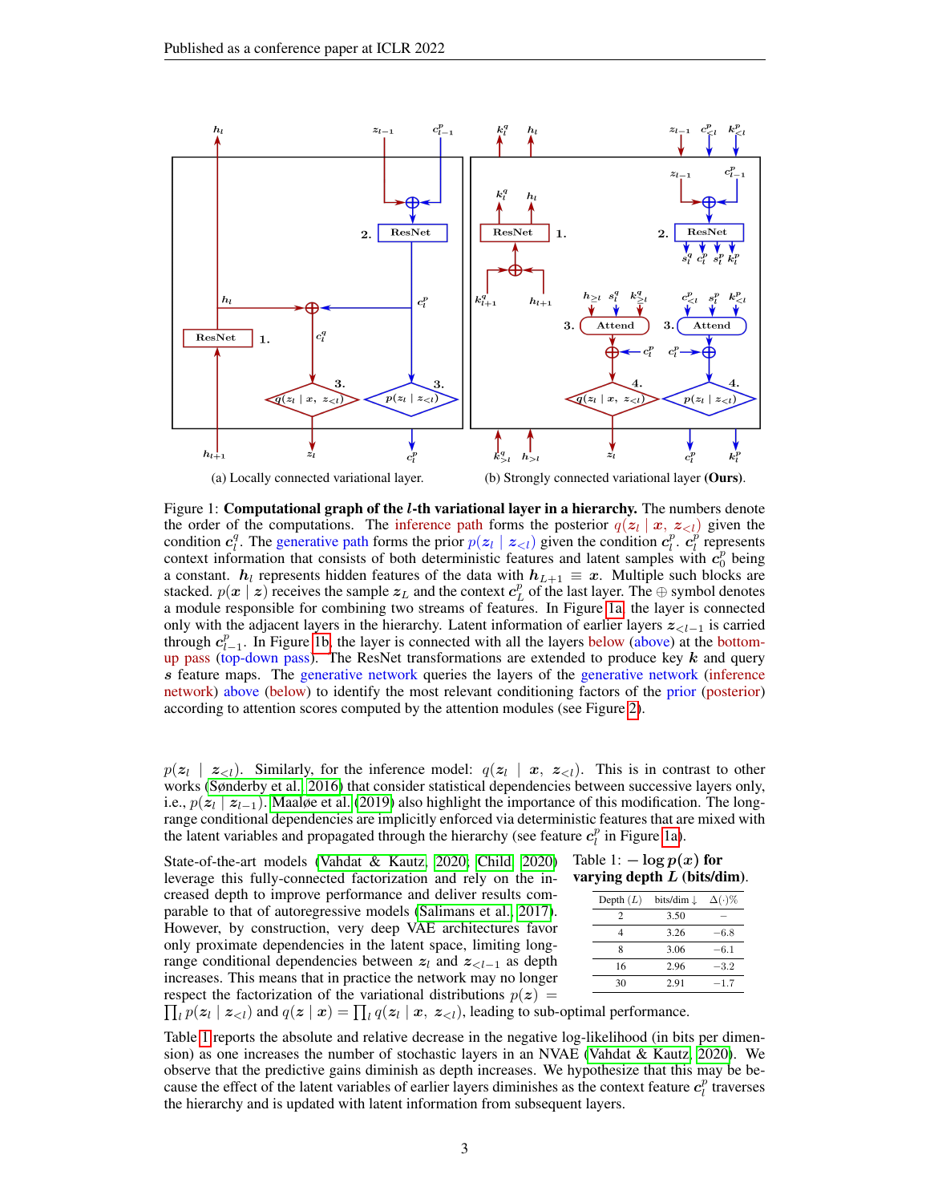(a) Locally connected variational layer.

(b) Strongly connected variational layer **(Ours)**.

Figure 1: **Computational graph of the $l$-th variational layer in a hierarchy.** The numbers denote the order of the computations. The inference path forms the posterior $q(\boldsymbol{z}_l \mid \boldsymbol{x},\, \boldsymbol{z}_{<l})$ given the condition $\boldsymbol{c}_l^q$. The generative path forms the prior $p(\boldsymbol{z}_l \mid \boldsymbol{z}_{<l})$ given the condition $\boldsymbol{c}_l^p$. $\boldsymbol{c}_l^p$ represents context information that consists of both deterministic features and latent samples with $\boldsymbol{c}_0^p$ being a constant. $\boldsymbol{h}_l$ represents hidden features of the data with $\boldsymbol{h}_{L+1} \equiv \boldsymbol{x}$. Multiple such blocks are stacked. $p(\boldsymbol{x} \mid \boldsymbol{z})$ receives the sample $\boldsymbol{z}_L$ and the context $\boldsymbol{c}_L^p$ of the last layer. The $\oplus$ symbol denotes a module responsible for combining two streams of features. In Figure 1a the layer is connected only with the adjacent layers in the hierarchy. Latent information of earlier layers $\boldsymbol{z}_{<l-1}$ is carried through $\boldsymbol{c}_{l-1}^p$. In Figure 1b, the layer is connected with all the layers below (above) at the bottom-up pass (top-down pass). The ResNet transformations are extended to produce key $\boldsymbol{k}$ and query $\boldsymbol{s}$ feature maps. The generative network queries the layers of the generative network (inference network) above (below) to identify the most relevant conditioning factors of the prior (posterior) according to attention scores computed by the attention modules (see Figure 2).

$p(\boldsymbol{z}_l \mid \boldsymbol{z}_{<l})$. Similarly, for the inference model: $q(\boldsymbol{z}_l \mid \boldsymbol{x},\, \boldsymbol{z}_{<l})$. This is in contrast to other works (Sønderby et al., 2016) that consider statistical dependencies between successive layers only, i.e., $p(\boldsymbol{z}_l \mid \boldsymbol{z}_{l-1})$. Maaløe et al. (2019) also highlight the importance of this modification. The long-range conditional dependencies are implicitly enforced via deterministic features that are mixed with the latent variables and propagated through the hierarchy (see feature $\boldsymbol{c}_l^p$ in Figure 1a).

State-of-the-art models (Vahdat & Kautz, 2020; Child, 2020) leverage this fully-connected factorization and rely on the increased depth to improve performance and deliver results comparable to that of autoregressive models (Salimans et al., 2017). However, by construction, very deep VAE architectures favor only proximate dependencies in the latent space, limiting long-range conditional dependencies between $\boldsymbol{z}_l$ and $\boldsymbol{z}_{<l-1}$ as depth increases. This means that in practice the network may no longer respect the factorization of the variational distributions $p(\boldsymbol{z}) = \prod_l p(\boldsymbol{z}_l \mid \boldsymbol{z}_{<l})$ and $q(\boldsymbol{z} \mid \boldsymbol{x}) = \prod_l q(\boldsymbol{z}_l \mid \boldsymbol{x},\, \boldsymbol{z}_{<l})$, leading to sub-optimal performance.

Table 1: $-\log p(\boldsymbol{x})$ **for varying depth $L$ (bits/dim).**

| Depth ($L$) | bits/dim ↓ | $\Delta(\cdot)\%$ |
|---|---|---|
| 2 | 3.50 | – |
| 4 | 3.26 | $-6.8$ |
| 8 | 3.06 | $-6.1$ |
| 16 | 2.96 | $-3.2$ |
| 30 | 2.91 | $-1.7$ |

Table 1 reports the absolute and relative decrease in the negative log-likelihood (in bits per dimension) as one increases the number of stochastic layers in an NVAE (Vahdat & Kautz, 2020). We observe that the predictive gains diminish as depth increases. We hypothesize that this may be because the effect of the latent variables of earlier layers diminishes as the context feature $\boldsymbol{c}_l^p$ traverses the hierarchy and is updated with latent information from subsequent layers.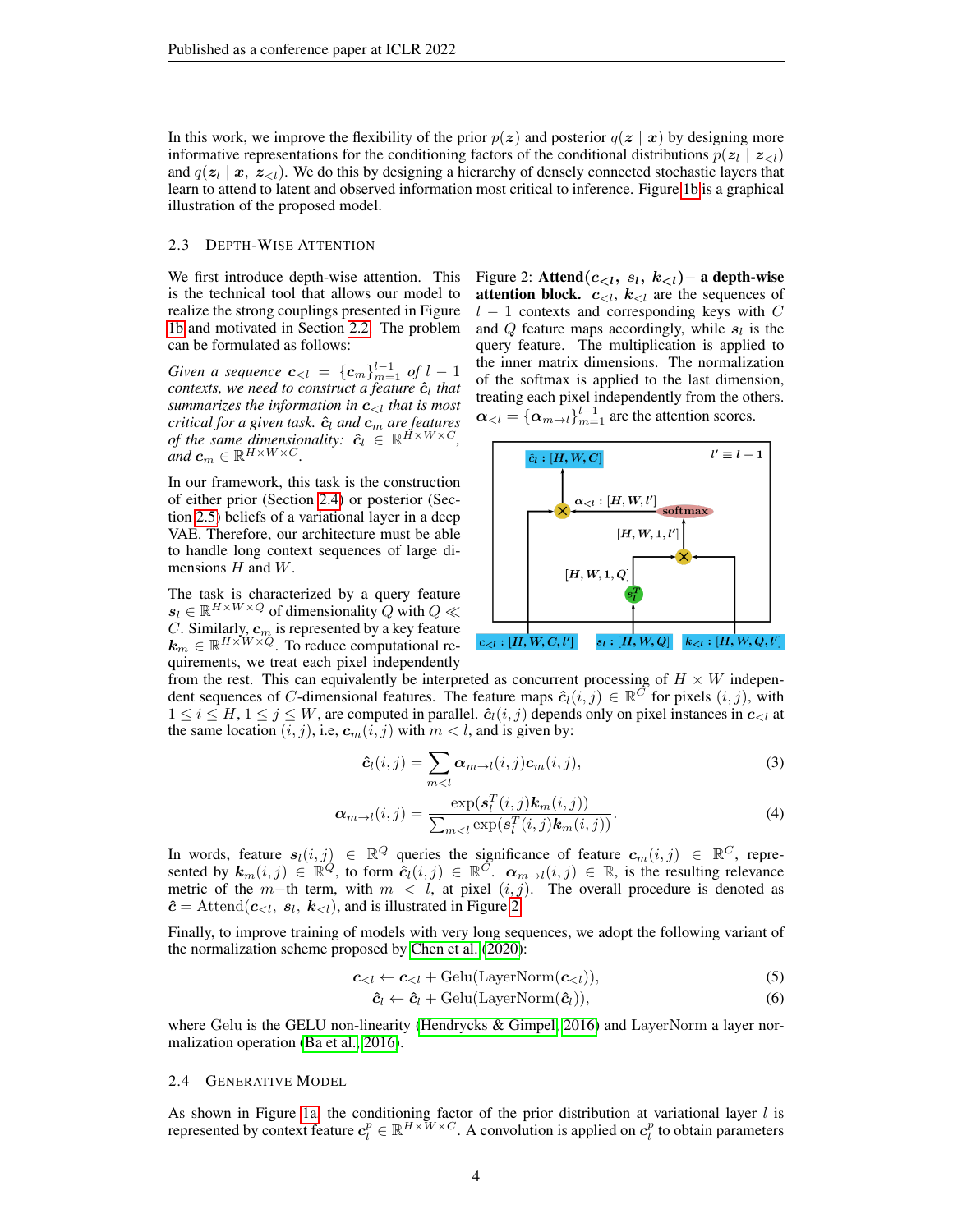In this work, we improve the flexibility of the prior $p(\boldsymbol{z})$ and posterior $q(\boldsymbol{z} \mid \boldsymbol{x})$ by designing more informative representations for the conditioning factors of the conditional distributions $p(\boldsymbol{z}_l \mid \boldsymbol{z}_{<l})$ and $q(\boldsymbol{z}_l \mid \boldsymbol{x},\ \boldsymbol{z}_{<l})$. We do this by designing a hierarchy of densely connected stochastic layers that learn to attend to latent and observed information most critical to inference. Figure 1b is a graphical illustration of the proposed model.

### 2.3 Depth-Wise Attention

We first introduce depth-wise attention. This is the technical tool that allows our model to realize the strong couplings presented in Figure 1b and motivated in Section 2.2. The problem can be formulated as follows:

*Given a sequence $\boldsymbol{c}_{<l} = \{\boldsymbol{c}_m\}_{m=1}^{l-1}$ of $l-1$ contexts, we need to construct a feature $\hat{\boldsymbol{c}}_l$ that summarizes the information in $\boldsymbol{c}_{<l}$ that is most critical for a given task. $\hat{\boldsymbol{c}}_l$ and $\boldsymbol{c}_m$ are features of the same dimensionality: $\hat{\boldsymbol{c}}_l \in \mathbb{R}^{H \times W \times C}$, and $\boldsymbol{c}_m \in \mathbb{R}^{H \times W \times C}$.*

In our framework, this task is the construction of either prior (Section 2.4) or posterior (Section 2.5) beliefs of a variational layer in a deep VAE. Therefore, our architecture must be able to handle long context sequences of large dimensions $H$ and $W$.

The task is characterized by a query feature $\boldsymbol{s}_l \in \mathbb{R}^{H \times W \times Q}$ of dimensionality $Q$ with $Q \ll C$. Similarly, $\boldsymbol{c}_m$ is represented by a key feature $\boldsymbol{k}_m \in \mathbb{R}^{H \times W \times Q}$. To reduce computational requirements, we treat each pixel independently from the rest. This can equivalently be interpreted as concurrent processing of $H \times W$ independent sequences of $C$-dimensional features. The feature maps $\hat{\boldsymbol{c}}_l(i,j) \in \mathbb{R}^C$ for pixels $(i,j)$, with $1 \le i \le H, 1 \le j \le W$, are computed in parallel. $\hat{\boldsymbol{c}}_l(i,j)$ depends only on pixel instances in $\boldsymbol{c}_{<l}$ at the same location $(i,j)$, i.e, $\boldsymbol{c}_m(i,j)$ with $m < l$, and is given by:

Figure 2: **Attend$(\boldsymbol{c}_{<l},\ \boldsymbol{s}_l,\ \boldsymbol{k}_{<l})$ – a depth-wise attention block.** $\boldsymbol{c}_{<l}$, $\boldsymbol{k}_{<l}$ are the sequences of $l-1$ contexts and corresponding keys with $C$ and $Q$ feature maps accordingly, while $\boldsymbol{s}_l$ is the query feature. The multiplication is applied to the inner matrix dimensions. The normalization of the softmax is applied to the last dimension, treating each pixel independently from the others. $\boldsymbol{\alpha}_{<l} = \{\boldsymbol{\alpha}_{m \to l}\}_{m=1}^{l-1}$ are the attention scores.

$$\hat{\boldsymbol{c}}_l(i,j) = \sum_{m<l} \boldsymbol{\alpha}_{m \to l}(i,j)\boldsymbol{c}_m(i,j), \tag{3}$$

$$\boldsymbol{\alpha}_{m \to l}(i,j) = \frac{\exp(\boldsymbol{s}_l^T(i,j)\boldsymbol{k}_m(i,j))}{\sum_{m<l}\exp(\boldsymbol{s}_l^T(i,j)\boldsymbol{k}_m(i,j))}. \tag{4}$$

In words, feature $\boldsymbol{s}_l(i,j) \in \mathbb{R}^Q$ queries the significance of feature $\boldsymbol{c}_m(i,j) \in \mathbb{R}^C$, represented by $\boldsymbol{k}_m(i,j) \in \mathbb{R}^Q$, to form $\hat{\boldsymbol{c}}_l(i,j) \in \mathbb{R}^C$. $\boldsymbol{\alpha}_{m \to l}(i,j) \in \mathbb{R}$, is the resulting relevance metric of the $m-$th term, with $m < l$, at pixel $(i,j)$. The overall procedure is denoted as $\hat{\boldsymbol{c}} = \text{Attend}(\boldsymbol{c}_{<l},\ \boldsymbol{s}_l,\ \boldsymbol{k}_{<l})$, and is illustrated in Figure 2.

Finally, to improve training of models with very long sequences, we adopt the following variant of the normalization scheme proposed by Chen et al. (2020):

$$\boldsymbol{c}_{<l} \leftarrow \boldsymbol{c}_{<l} + \text{Gelu}(\text{LayerNorm}(\boldsymbol{c}_{<l})), \tag{5}$$

$$\hat{\boldsymbol{c}}_l \leftarrow \hat{\boldsymbol{c}}_l + \text{Gelu}(\text{LayerNorm}(\hat{\boldsymbol{c}}_l)), \tag{6}$$

where Gelu is the GELU non-linearity (Hendrycks & Gimpel, 2016) and LayerNorm a layer normalization operation (Ba et al., 2016).

### 2.4 Generative Model

As shown in Figure 1a, the conditioning factor of the prior distribution at variational layer $l$ is represented by context feature $\boldsymbol{c}_l^p \in \mathbb{R}^{H \times W \times C}$. A convolution is applied on $\boldsymbol{c}_l^p$ to obtain parameters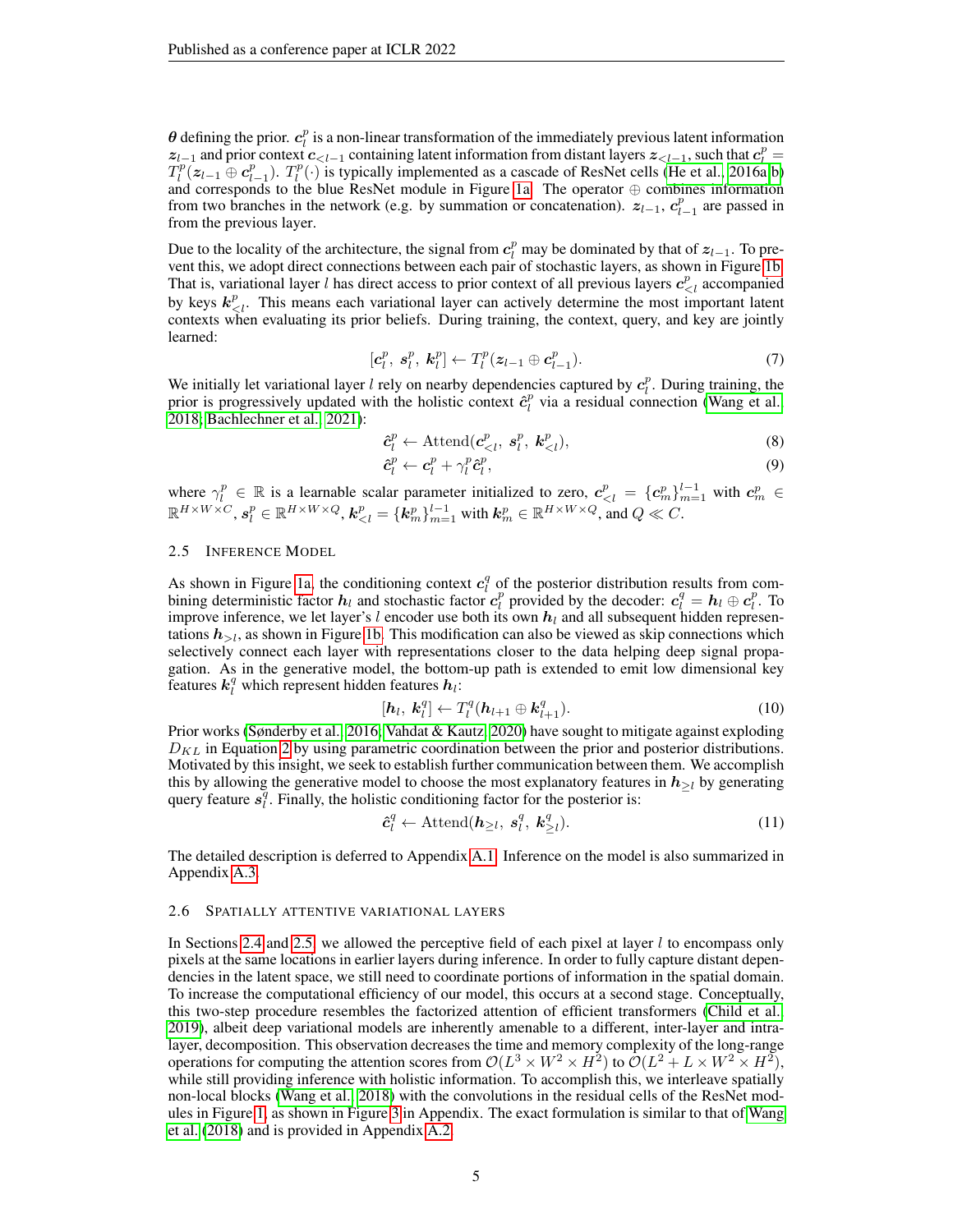$\boldsymbol{\theta}$ defining the prior. $\boldsymbol{c}_l^p$ is a non-linear transformation of the immediately previous latent information $\boldsymbol{z}_{l-1}$ and prior context $\boldsymbol{c}_{<l-1}$ containing latent information from distant layers $\boldsymbol{z}_{<l-1}$, such that $\boldsymbol{c}_l^p = T_l^p(\boldsymbol{z}_{l-1} \oplus \boldsymbol{c}_{l-1}^p)$. $T_l^p(\cdot)$ is typically implemented as a cascade of ResNet cells (He et al., 2016a;b) and corresponds to the blue ResNet module in Figure 1a. The operator $\oplus$ combines information from two branches in the network (e.g. by summation or concatenation). $\boldsymbol{z}_{l-1}$, $\boldsymbol{c}_{l-1}^p$ are passed in from the previous layer.

Due to the locality of the architecture, the signal from $\boldsymbol{c}_l^p$ may be dominated by that of $\boldsymbol{z}_{l-1}$. To prevent this, we adopt direct connections between each pair of stochastic layers, as shown in Figure 1b. That is, variational layer $l$ has direct access to prior context of all previous layers $\boldsymbol{c}_{<l}^p$ accompanied by keys $\boldsymbol{k}_{<l}^p$. This means each variational layer can actively determine the most important latent contexts when evaluating its prior beliefs. During training, the context, query, and key are jointly learned:

$$[\boldsymbol{c}_l^p,\ \boldsymbol{s}_l^p,\ \boldsymbol{k}_l^p] \leftarrow T_l^p(\boldsymbol{z}_{l-1} \oplus \boldsymbol{c}_{l-1}^p). \tag{7}$$

We initially let variational layer $l$ rely on nearby dependencies captured by $\boldsymbol{c}_l^p$. During training, the prior is progressively updated with the holistic context $\hat{\boldsymbol{c}}_l^p$ via a residual connection (Wang et al., 2018; Bachlechner et al., 2021):

$$\hat{\boldsymbol{c}}_l^p \leftarrow \mathrm{Attend}(\boldsymbol{c}_{<l}^p,\ \boldsymbol{s}_l^p,\ \boldsymbol{k}_{<l}^p), \tag{8}$$

$$\hat{\boldsymbol{c}}_l^p \leftarrow \boldsymbol{c}_l^p + \gamma_l^p \hat{\boldsymbol{c}}_l^p, \tag{9}$$

where $\gamma_l^p \in \mathbb{R}$ is a learnable scalar parameter initialized to zero, $\boldsymbol{c}_{<l}^p = \{\boldsymbol{c}_m^p\}_{m=1}^{l-1}$ with $\boldsymbol{c}_m^p \in \mathbb{R}^{H\times W\times C}$, $\boldsymbol{s}_l^p \in \mathbb{R}^{H\times W\times Q}$, $\boldsymbol{k}_{<l}^p = \{\boldsymbol{k}_m^p\}_{m=1}^{l-1}$ with $\boldsymbol{k}_m^p \in \mathbb{R}^{H\times W\times Q}$, and $Q \ll C$.

### 2.5 Inference Model

As shown in Figure 1a, the conditioning context $\boldsymbol{c}_l^q$ of the posterior distribution results from combining deterministic factor $\boldsymbol{h}_l$ and stochastic factor $\boldsymbol{c}_l^p$ provided by the decoder: $\boldsymbol{c}_l^q = \boldsymbol{h}_l \oplus \boldsymbol{c}_l^p$. To improve inference, we let layer's $l$ encoder use both its own $\boldsymbol{h}_l$ and all subsequent hidden representations $\boldsymbol{h}_{>l}$, as shown in Figure 1b. This modification can also be viewed as skip connections which selectively connect each layer with representations closer to the data helping deep signal propagation. As in the generative model, the bottom-up path is extended to emit low dimensional key features $\boldsymbol{k}_l^q$ which represent hidden features $\boldsymbol{h}_l$:

$$[\boldsymbol{h}_l,\ \boldsymbol{k}_l^q] \leftarrow T_l^q(\boldsymbol{h}_{l+1} \oplus \boldsymbol{k}_{l+1}^q). \tag{10}$$

Prior works (Sønderby et al., 2016; Vahdat & Kautz, 2020) have sought to mitigate against exploding $D_{KL}$ in Equation 2 by using parametric coordination between the prior and posterior distributions. Motivated by this insight, we seek to establish further communication between them. We accomplish this by allowing the generative model to choose the most explanatory features in $\boldsymbol{h}_{\geq l}$ by generating query feature $\boldsymbol{s}_l^q$. Finally, the holistic conditioning factor for the posterior is:

$$\hat{\boldsymbol{c}}_l^q \leftarrow \mathrm{Attend}(\boldsymbol{h}_{\geq l},\ \boldsymbol{s}_l^q,\ \boldsymbol{k}_{\geq l}^q). \tag{11}$$

The detailed description is deferred to Appendix A.1. Inference on the model is also summarized in Appendix A.3.

### 2.6 Spatially Attentive Variational Layers

In Sections 2.4 and 2.5, we allowed the perceptive field of each pixel at layer $l$ to encompass only pixels at the same locations in earlier layers during inference. In order to fully capture distant dependencies in the latent space, we still need to coordinate portions of information in the spatial domain. To increase the computational efficiency of our model, this occurs at a second stage. Conceptually, this two-step procedure resembles the factorized attention of efficient transformers (Child et al., 2019), albeit deep variational models are inherently amenable to a different, inter-layer and intra-layer, decomposition. This observation decreases the time and memory complexity of the long-range operations for computing the attention scores from $\mathcal{O}(L^3 \times W^2 \times H^2)$ to $\mathcal{O}(L^2 + L \times W^2 \times H^2)$, while still providing inference with holistic information. To accomplish this, we interleave spatially non-local blocks (Wang et al., 2018) with the convolutions in the residual cells of the ResNet modules in Figure 1, as shown in Figure 3 in Appendix. The exact formulation is similar to that of Wang et al. (2018) and is provided in Appendix A.2.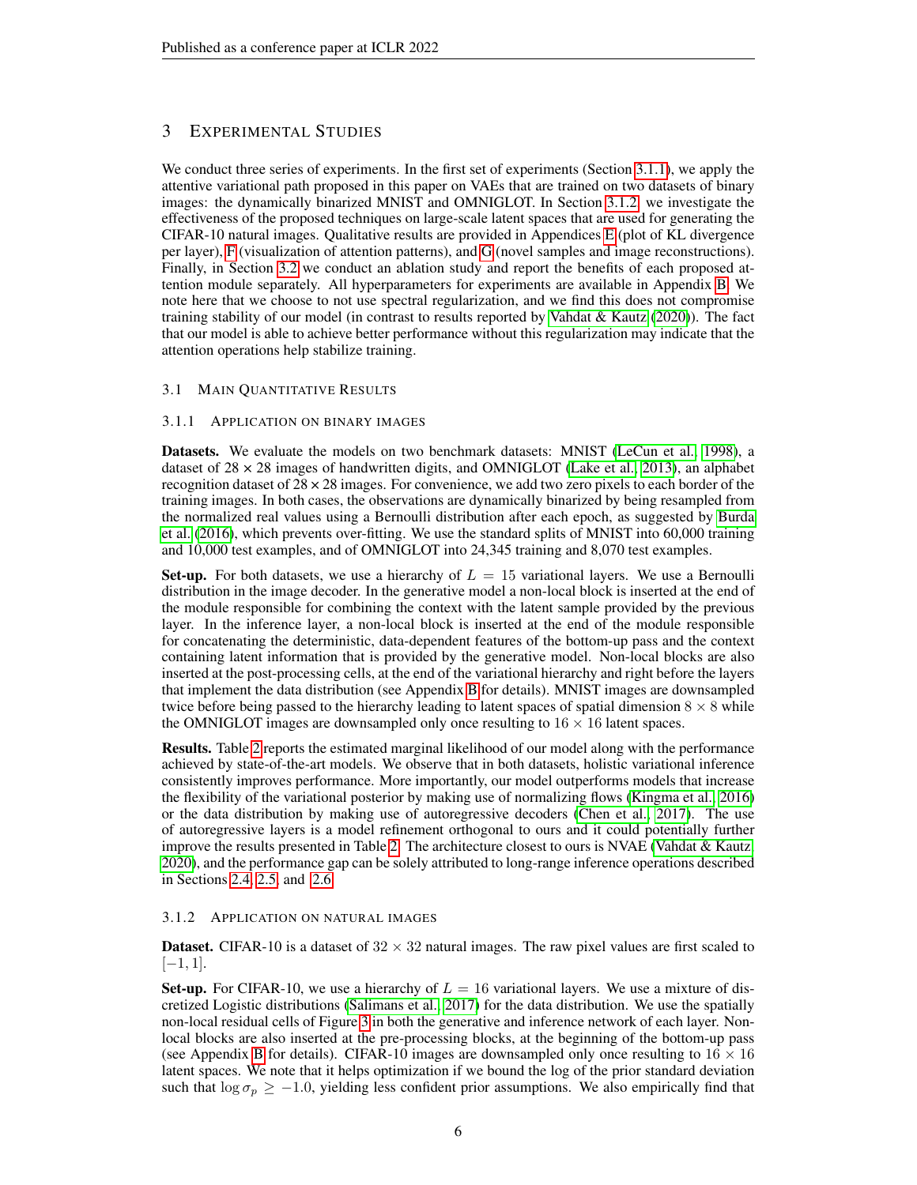## 3 Experimental Studies

We conduct three series of experiments. In the first set of experiments (Section 3.1.1), we apply the attentive variational path proposed in this paper on VAEs that are trained on two datasets of binary images: the dynamically binarized MNIST and OMNIGLOT. In Section 3.1.2, we investigate the effectiveness of the proposed techniques on large-scale latent spaces that are used for generating the CIFAR-10 natural images. Qualitative results are provided in Appendices E (plot of KL divergence per layer), F (visualization of attention patterns), and G (novel samples and image reconstructions). Finally, in Section 3.2 we conduct an ablation study and report the benefits of each proposed attention module separately. All hyperparameters for experiments are available in Appendix B. We note here that we choose to not use spectral regularization, and we find this does not compromise training stability of our model (in contrast to results reported by Vahdat & Kautz (2020)). The fact that our model is able to achieve better performance without this regularization may indicate that the attention operations help stabilize training.

### 3.1 Main Quantitative Results

#### 3.1.1 Application on Binary Images

**Datasets.** We evaluate the models on two benchmark datasets: MNIST (LeCun et al., 1998), a dataset of $28 \times 28$ images of handwritten digits, and OMNIGLOT (Lake et al., 2013), an alphabet recognition dataset of $28 \times 28$ images. For convenience, we add two zero pixels to each border of the training images. In both cases, the observations are dynamically binarized by being resampled from the normalized real values using a Bernoulli distribution after each epoch, as suggested by Burda et al. (2016), which prevents over-fitting. We use the standard splits of MNIST into 60,000 training and 10,000 test examples, and of OMNIGLOT into 24,345 training and 8,070 test examples.

**Set-up.** For both datasets, we use a hierarchy of $L = 15$ variational layers. We use a Bernoulli distribution in the image decoder. In the generative model a non-local block is inserted at the end of the module responsible for combining the context with the latent sample provided by the previous layer. In the inference layer, a non-local block is inserted at the end of the module responsible for concatenating the deterministic, data-dependent features of the bottom-up pass and the context containing latent information that is provided by the generative model. Non-local blocks are also inserted at the post-processing cells, at the end of the variational hierarchy and right before the layers that implement the data distribution (see Appendix B for details). MNIST images are downsampled twice before being passed to the hierarchy leading to latent spaces of spatial dimension $8 \times 8$ while the OMNIGLOT images are downsampled only once resulting to $16 \times 16$ latent spaces.

**Results.** Table 2 reports the estimated marginal likelihood of our model along with the performance achieved by state-of-the-art models. We observe that in both datasets, holistic variational inference consistently improves performance. More importantly, our model outperforms models that increase the flexibility of the variational posterior by making use of normalizing flows (Kingma et al., 2016) or the data distribution by making use of autoregressive decoders (Chen et al., 2017). The use of autoregressive layers is a model refinement orthogonal to ours and it could potentially further improve the results presented in Table 2. The architecture closest to ours is NVAE (Vahdat & Kautz, 2020), and the performance gap can be solely attributed to long-range inference operations described in Sections 2.4, 2.5, and 2.6.

#### 3.1.2 Application on Natural Images

**Dataset.** CIFAR-10 is a dataset of $32 \times 32$ natural images. The raw pixel values are first scaled to $[-1, 1]$.

**Set-up.** For CIFAR-10, we use a hierarchy of $L = 16$ variational layers. We use a mixture of discretized Logistic distributions (Salimans et al., 2017) for the data distribution. We use the spatially non-local residual cells of Figure 3 in both the generative and inference network of each layer. Non-local blocks are also inserted in the pre-processing blocks, at the beginning of the bottom-up pass (see Appendix B for details). CIFAR-10 images are downsampled only once resulting to $16 \times 16$ latent spaces. We note that it helps optimization if we bound the log of the prior standard deviation such that $\log \sigma_p \geq -1.0$, yielding less confident prior assumptions. We also empirically find that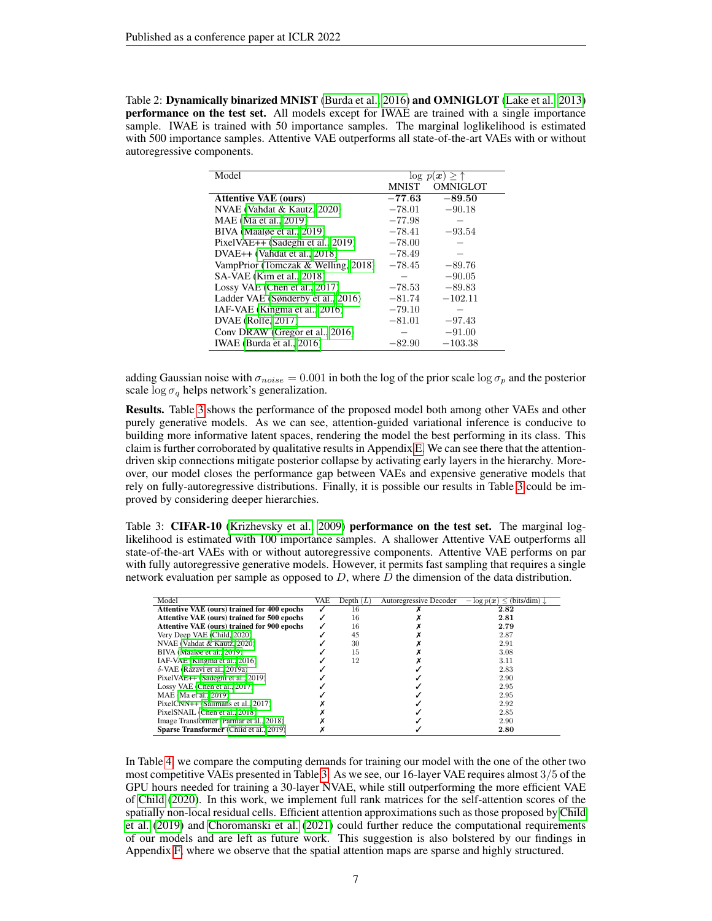Table 2: **Dynamically binarized MNIST** (Burda et al., 2016) **and OMNIGLOT** (Lake et al., 2013) **performance on the test set.** All models except for IWAE are trained with a single importance sample. IWAE is trained with 50 importance samples. The marginal loglikelihood is estimated with 500 importance samples. Attentive VAE outperforms all state-of-the-art VAEs with or without autoregressive components.

| Model | $\log\, p(\boldsymbol{x}) \geq \uparrow$ | |
|---|---|---|
| | MNIST | OMNIGLOT |
| **Attentive VAE (ours)** | $\mathbf{-77.63}$ | $\mathbf{-89.50}$ |
| NVAE (Vahdat & Kautz, 2020) | $-78.01$ | $-90.18$ |
| MAE (Ma et al., 2019) | $-77.98$ | – |
| BIVA (Maaløe et al., 2019) | $-78.41$ | $-93.54$ |
| PixelVAE++ (Sadeghi et al., 2019) | $-78.00$ | – |
| DVAE++ (Vahdat et al., 2018) | $-78.49$ | – |
| VampPrior (Tomczak & Welling, 2018) | $-78.45$ | $-89.76$ |
| SA-VAE (Kim et al., 2018) | – | $-90.05$ |
| Lossy VAE (Chen et al., 2017) | $-78.53$ | $-89.83$ |
| Ladder VAE (Sønderby et al., 2016) | $-81.74$ | $-102.11$ |
| IAF-VAE (Kingma et al., 2016) | $-79.10$ | – |
| DVAE (Rolfe, 2017) | $-81.01$ | $-97.43$ |
| Conv DRAW (Gregor et al., 2016) | – | $-91.00$ |
| IWAE (Burda et al., 2016) | $-82.90$ | $-103.38$ |

adding Gaussian noise with $\sigma_{noise} = 0.001$ in both the log of the prior scale $\log \sigma_p$ and the posterior scale $\log \sigma_q$ helps network's generalization.

**Results.** Table 3 shows the performance of the proposed model both among other VAEs and other purely generative models. As we can see, attention-guided variational inference is conducive to building more informative latent spaces, rendering the model the best performing in its class. This claim is further corroborated by qualitative results in Appendix E. We can see there that the attention-driven skip connections mitigate posterior collapse by activating early layers in the hierarchy. Moreover, our model closes the performance gap between VAEs and expensive generative models that rely on fully-autoregressive distributions. Finally, it is possible our results in Table 3 could be improved by considering deeper hierarchies.

Table 3: **CIFAR-10** (Krizhevsky et al., 2009) **performance on the test set.** The marginal log-likelihood is estimated with 100 importance samples. A shallower Attentive VAE outperforms all state-of-the-art VAEs with or without autoregressive components. Attentive VAE performs on par with fully autoregressive generative models. However, it permits fast sampling that requires a single network evaluation per sample as opposed to $D$, where $D$ the dimension of the data distribution.

| Model | VAE | Depth ($L$) | Autoregressive Decoder | $-\log p(\boldsymbol{x}) \leq$ (bits/dim) $\downarrow$ |
|---|---|---|---|---|
| **Attentive VAE (ours) trained for 400 epochs** | ✓ | 16 | ✗ | **2.82** |
| **Attentive VAE (ours) trained for 500 epochs** | ✓ | 16 | ✗ | **2.81** |
| **Attentive VAE (ours) trained for 900 epochs** | ✓ | 16 | ✗ | **2.79** |
| Very Deep VAE (Child, 2020) | ✓ | 45 | ✗ | 2.87 |
| NVAE (Vahdat & Kautz, 2020) | ✓ | 30 | ✗ | 2.91 |
| BIVA (Maaløe et al., 2019) | ✓ | 15 | ✗ | 3.08 |
| IAF-VAE (Kingma et al., 2016) | ✓ | 12 | ✗ | 3.11 |
| $\delta$-VAE (Razavi et al., 2019a) | ✓ | | ✓ | 2.83 |
| PixelVAE++ (Sadeghi et al., 2019) | ✓ | | ✓ | 2.90 |
| Lossy VAE (Chen et al., 2017) | ✓ | | ✓ | 2.95 |
| MAE (Ma et al., 2019) | ✓ | | ✓ | 2.95 |
| PixelCNN++ (Salimans et al., 2017) | ✗ | | ✓ | 2.92 |
| PixelSNAIL (Chen et al., 2018) | ✗ | | ✓ | 2.85 |
| Image Transformer (Parmar et al., 2018) | ✗ | | ✓ | 2.90 |
| **Sparse Transformer** (Child et al., 2019) | ✗ | | ✓ | **2.80** |

In Table 4, we compare the computing demands for training our model with the one of the other two most competitive VAEs presented in Table 3. As we see, our 16-layer VAE requires almost $3/5$ of the GPU hours needed for training a 30-layer NVAE, while still outperforming the more efficient VAE of Child (2020). In this work, we implement full rank matrices for the self-attention scores of the spatially non-local residual cells. Efficient attention approximations such as those proposed by Child et al. (2019) and Choromanski et al. (2021) could further reduce the computational requirements of our models and are left as future work. This suggestion is also bolstered by our findings in Appendix F, where we observe that the spatial attention maps are sparse and highly structured.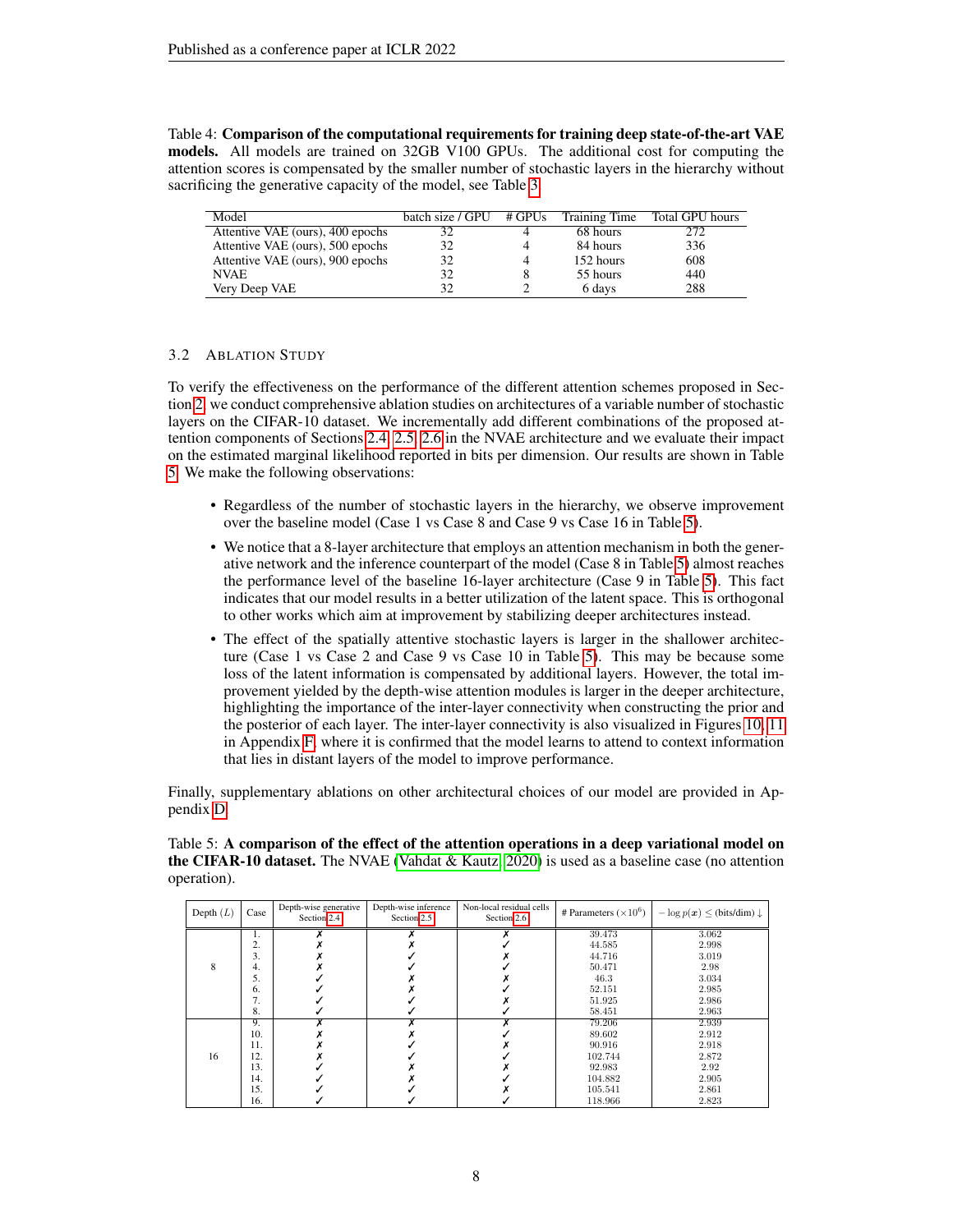Table 4: **Comparison of the computational requirements for training deep state-of-the-art VAE models.** All models are trained on 32GB V100 GPUs. The additional cost for computing the attention scores is compensated by the smaller number of stochastic layers in the hierarchy without sacrificing the generative capacity of the model, see Table 3.

| Model | batch size / GPU | # GPUs | Training Time | Total GPU hours |
|---|---|---|---|---|
| Attentive VAE (ours), 400 epochs | 32 | 4 | 68 hours | 272 |
| Attentive VAE (ours), 500 epochs | 32 | 4 | 84 hours | 336 |
| Attentive VAE (ours), 900 epochs | 32 | 4 | 152 hours | 608 |
| NVAE | 32 | 8 | 55 hours | 440 |
| Very Deep VAE | 32 | 2 | 6 days | 288 |

### 3.2 Ablation Study

To verify the effectiveness on the performance of the different attention schemes proposed in Section 2, we conduct comprehensive ablation studies on architectures of a variable number of stochastic layers on the CIFAR-10 dataset. We incrementally add different combinations of the proposed attention components of Sections 2.4, 2.5, 2.6 in the NVAE architecture and we evaluate their impact on the estimated marginal likelihood reported in bits per dimension. Our results are shown in Table 5. We make the following observations:

- Regardless of the number of stochastic layers in the hierarchy, we observe improvement over the baseline model (Case 1 vs Case 8 and Case 9 vs Case 16 in Table 5).
- We notice that a 8-layer architecture that employs an attention mechanism in both the generative network and the inference counterpart of the model (Case 8 in Table 5) almost reaches the performance level of the baseline 16-layer architecture (Case 9 in Table 5). This fact indicates that our model results in a better utilization of the latent space. This is orthogonal to other works which aim at improvement by stabilizing deeper architectures instead.
- The effect of the spatially attentive stochastic layers is larger in the shallower architecture (Case 1 vs Case 2 and Case 9 vs Case 10 in Table 5). This may be because some loss of the latent information is compensated by additional layers. However, the total improvement yielded by the depth-wise attention modules is larger in the deeper architecture, highlighting the importance of the inter-layer connectivity when constructing the prior and the posterior of each layer. The inter-layer connectivity is also visualized in Figures 10, 11 in Appendix F, where it is confirmed that the model learns to attend to context information that lies in distant layers of the model to improve performance.

Finally, supplementary ablations on other architectural choices of our model are provided in Appendix D.

Table 5: **A comparison of the effect of the attention operations in a deep variational model on the CIFAR-10 dataset.** The NVAE (Vahdat & Kautz, 2020) is used as a baseline case (no attention operation).

| Depth ($L$) | Case | Depth-wise generative Section 2.4 | Depth-wise inference Section 2.5 | Non-local residual cells Section 2.6 | # Parameters ($\times 10^6$) | $-\log p(\boldsymbol{x}) \leq$ (bits/dim) $\downarrow$ |
|---|---|---|---|---|---|---|
| 8 | 1. | ✗ | ✗ | ✗ | 39.473 | 3.062 |
| | 2. | ✗ | ✗ | ✓ | 44.585 | 2.998 |
| | 3. | ✗ | ✓ | ✗ | 44.716 | 3.019 |
| | 4. | ✗ | ✓ | ✓ | 50.471 | 2.98 |
| | 5. | ✓ | ✗ | ✗ | 46.3 | 3.034 |
| | 6. | ✓ | ✗ | ✓ | 52.151 | 2.985 |
| | 7. | ✓ | ✓ | ✗ | 51.925 | 2.986 |
| | 8. | ✓ | ✓ | ✓ | 58.451 | 2.963 |
| 16 | 9. | ✗ | ✗ | ✗ | 79.206 | 2.939 |
| | 10. | ✗ | ✗ | ✓ | 89.602 | 2.912 |
| | 11. | ✗ | ✓ | ✗ | 90.916 | 2.918 |
| | 12. | ✗ | ✓ | ✓ | 102.744 | 2.872 |
| | 13. | ✓ | ✗ | ✗ | 92.983 | 2.92 |
| | 14. | ✓ | ✗ | ✓ | 104.882 | 2.905 |
| | 15. | ✓ | ✓ | ✗ | 105.541 | 2.861 |
| | 16. | ✓ | ✓ | ✓ | 118.966 | 2.823 |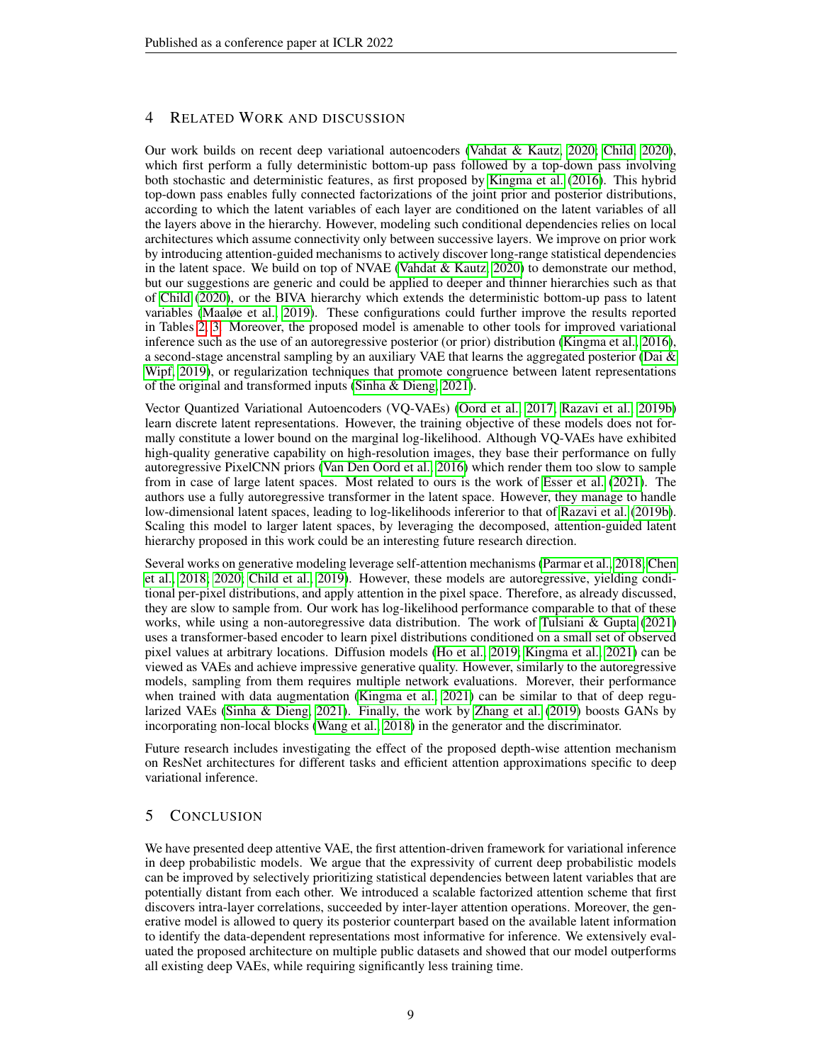## 4 Related Work and discussion

Our work builds on recent deep variational autoencoders (Vahdat & Kautz, 2020; Child, 2020), which first perform a fully deterministic bottom-up pass followed by a top-down pass involving both stochastic and deterministic features, as first proposed by Kingma et al. (2016). This hybrid top-down pass enables fully connected factorizations of the joint prior and posterior distributions, according to which the latent variables of each layer are conditioned on the latent variables of all the layers above in the hierarchy. However, modeling such conditional dependencies relies on local architectures which assume connectivity only between successive layers. We improve on prior work by introducing attention-guided mechanisms to actively discover long-range statistical dependencies in the latent space. We build on top of NVAE (Vahdat & Kautz, 2020) to demonstrate our method, but our suggestions are generic and could be applied to deeper and thinner hierarchies such as that of Child (2020), or the BIVA hierarchy which extends the deterministic bottom-up pass to latent variables (Maaløe et al., 2019). These configurations could further improve the results reported in Tables 2, 3. Moreover, the proposed model is amenable to other tools for improved variational inference such as the use of an autoregressive posterior (or prior) distribution (Kingma et al., 2016), a second-stage ancenstral sampling by an auxiliary VAE that learns the aggregated posterior (Dai & Wipf, 2019), or regularization techniques that promote congruence between latent representations of the original and transformed inputs (Sinha & Dieng, 2021).

Vector Quantized Variational Autoencoders (VQ-VAEs) (Oord et al., 2017; Razavi et al., 2019b) learn discrete latent representations. However, the training objective of these models does not formally constitute a lower bound on the marginal log-likelihood. Although VQ-VAEs have exhibited high-quality generative capability on high-resolution images, they base their performance on fully autoregressive PixelCNN priors (Van Den Oord et al., 2016) which render them too slow to sample from in case of large latent spaces. Most related to ours is the work of Esser et al. (2021). The authors use a fully autoregressive transformer in the latent space. However, they manage to handle low-dimensional latent spaces, leading to log-likelihoods infererior to that of Razavi et al. (2019b). Scaling this model to larger latent spaces, by leveraging the decomposed, attention-guided latent hierarchy proposed in this work could be an interesting future research direction.

Several works on generative modeling leverage self-attention mechanisms (Parmar et al., 2018; Chen et al., 2018; 2020; Child et al., 2019). However, these models are autoregressive, yielding conditional per-pixel distributions, and apply attention in the pixel space. Therefore, as already discussed, they are slow to sample from. Our work has log-likelihood performance comparable to that of these works, while using a non-autoregressive data distribution. The work of Tulsiani & Gupta (2021) uses a transformer-based encoder to learn pixel distributions conditioned on a small set of observed pixel values at arbitrary locations. Diffusion models (Ho et al., 2019; Kingma et al., 2021) can be viewed as VAEs and achieve impressive generative quality. However, similarly to the autoregressive models, sampling from them requires multiple network evaluations. Morever, their performance when trained with data augmentation (Kingma et al., 2021) can be similar to that of deep regularized VAEs (Sinha & Dieng, 2021). Finally, the work by Zhang et al. (2019) boosts GANs by incorporating non-local blocks (Wang et al., 2018) in the generator and the discriminator.

Future research includes investigating the effect of the proposed depth-wise attention mechanism on ResNet architectures for different tasks and efficient attention approximations specific to deep variational inference.

## 5 Conclusion

We have presented deep attentive VAE, the first attention-driven framework for variational inference in deep probabilistic models. We argue that the expressivity of current deep probabilistic models can be improved by selectively prioritizing statistical dependencies between latent variables that are potentially distant from each other. We introduced a scalable factorized attention scheme that first discovers intra-layer correlations, succeeded by inter-layer attention operations. Moreover, the generative model is allowed to query its posterior counterpart based on the available latent information to identify the data-dependent representations most informative for inference. We extensively evaluated the proposed architecture on multiple public datasets and showed that our model outperforms all existing deep VAEs, while requiring significantly less training time.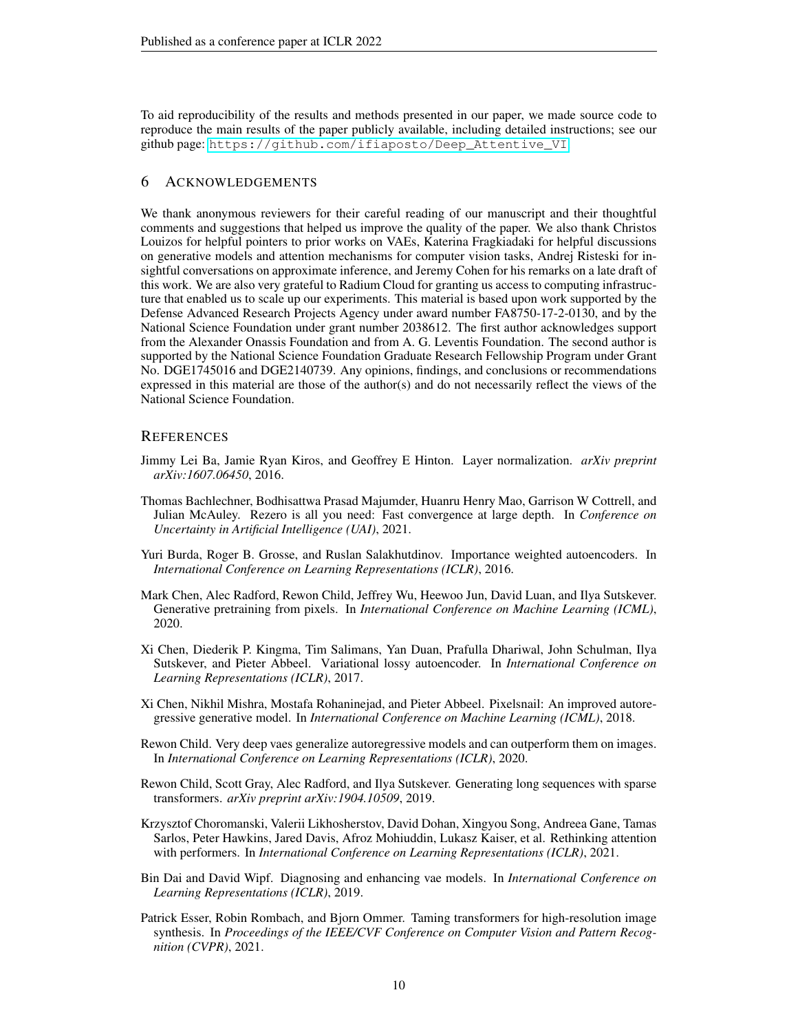To aid reproducibility of the results and methods presented in our paper, we made source code to reproduce the main results of the paper publicly available, including detailed instructions; see our github page: https://github.com/ifiaposto/Deep_Attentive_VI.

## 6 ACKNOWLEDGEMENTS

We thank anonymous reviewers for their careful reading of our manuscript and their thoughtful comments and suggestions that helped us improve the quality of the paper. We also thank Christos Louizos for helpful pointers to prior works on VAEs, Katerina Fragkiadaki for helpful discussions on generative models and attention mechanisms for computer vision tasks, Andrej Risteski for insightful conversations on approximate inference, and Jeremy Cohen for his remarks on a late draft of this work. We are also very grateful to Radium Cloud for granting us access to computing infrastructure that enabled us to scale up our experiments. This material is based upon work supported by the Defense Advanced Research Projects Agency under award number FA8750-17-2-0130, and by the National Science Foundation under grant number 2038612. The first author acknowledges support from the Alexander Onassis Foundation and from A. G. Leventis Foundation. The second author is supported by the National Science Foundation Graduate Research Fellowship Program under Grant No. DGE1745016 and DGE2140739. Any opinions, findings, and conclusions or recommendations expressed in this material are those of the author(s) and do not necessarily reflect the views of the National Science Foundation.

## REFERENCES

Jimmy Lei Ba, Jamie Ryan Kiros, and Geoffrey E Hinton. Layer normalization. *arXiv preprint arXiv:1607.06450*, 2016.

Thomas Bachlechner, Bodhisattwa Prasad Majumder, Huanru Henry Mao, Garrison W Cottrell, and Julian McAuley. Rezero is all you need: Fast convergence at large depth. In *Conference on Uncertainty in Artificial Intelligence (UAI)*, 2021.

Yuri Burda, Roger B. Grosse, and Ruslan Salakhutdinov. Importance weighted autoencoders. In *International Conference on Learning Representations (ICLR)*, 2016.

Mark Chen, Alec Radford, Rewon Child, Jeffrey Wu, Heewoo Jun, David Luan, and Ilya Sutskever. Generative pretraining from pixels. In *International Conference on Machine Learning (ICML)*, 2020.

Xi Chen, Diederik P. Kingma, Tim Salimans, Yan Duan, Prafulla Dhariwal, John Schulman, Ilya Sutskever, and Pieter Abbeel. Variational lossy autoencoder. In *International Conference on Learning Representations (ICLR)*, 2017.

Xi Chen, Nikhil Mishra, Mostafa Rohaninejad, and Pieter Abbeel. Pixelsnail: An improved autoregressive generative model. In *International Conference on Machine Learning (ICML)*, 2018.

Rewon Child. Very deep vaes generalize autoregressive models and can outperform them on images. In *International Conference on Learning Representations (ICLR)*, 2020.

Rewon Child, Scott Gray, Alec Radford, and Ilya Sutskever. Generating long sequences with sparse transformers. *arXiv preprint arXiv:1904.10509*, 2019.

Krzysztof Choromanski, Valerii Likhosherstov, David Dohan, Xingyou Song, Andreea Gane, Tamas Sarlos, Peter Hawkins, Jared Davis, Afroz Mohiuddin, Lukasz Kaiser, et al. Rethinking attention with performers. In *International Conference on Learning Representations (ICLR)*, 2021.

Bin Dai and David Wipf. Diagnosing and enhancing vae models. In *International Conference on Learning Representations (ICLR)*, 2019.

Patrick Esser, Robin Rombach, and Bjorn Ommer. Taming transformers for high-resolution image synthesis. In *Proceedings of the IEEE/CVF Conference on Computer Vision and Pattern Recognition (CVPR)*, 2021.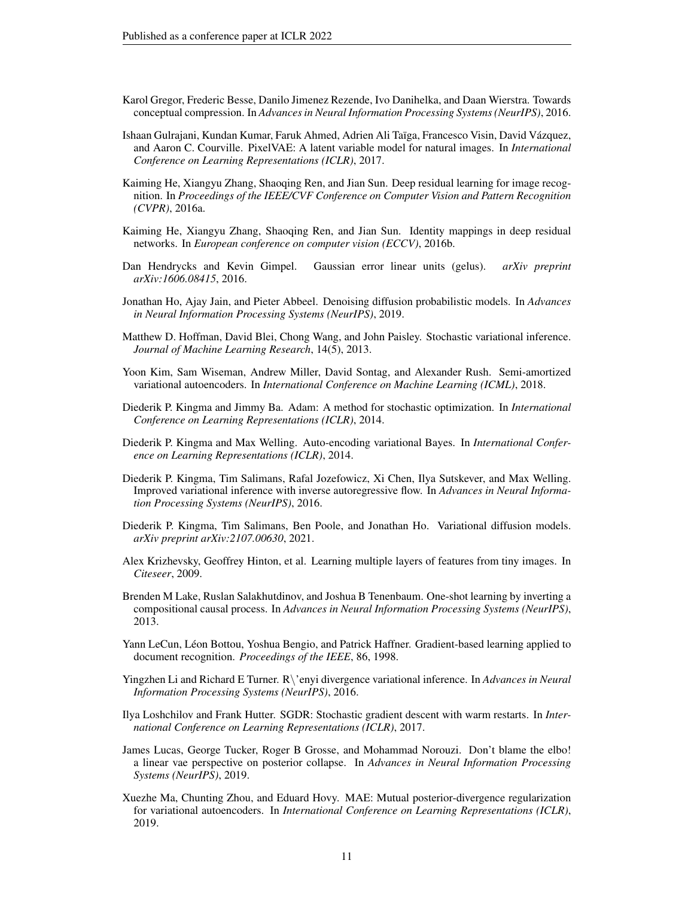Karol Gregor, Frederic Besse, Danilo Jimenez Rezende, Ivo Danihelka, and Daan Wierstra. Towards conceptual compression. In *Advances in Neural Information Processing Systems (NeurIPS)*, 2016.

Ishaan Gulrajani, Kundan Kumar, Faruk Ahmed, Adrien Ali Taïga, Francesco Visin, David Vázquez, and Aaron C. Courville. PixelVAE: A latent variable model for natural images. In *International Conference on Learning Representations (ICLR)*, 2017.

Kaiming He, Xiangyu Zhang, Shaoqing Ren, and Jian Sun. Deep residual learning for image recognition. In *Proceedings of the IEEE/CVF Conference on Computer Vision and Pattern Recognition (CVPR)*, 2016a.

Kaiming He, Xiangyu Zhang, Shaoqing Ren, and Jian Sun. Identity mappings in deep residual networks. In *European conference on computer vision (ECCV)*, 2016b.

Dan Hendrycks and Kevin Gimpel. Gaussian error linear units (gelus). *arXiv preprint arXiv:1606.08415*, 2016.

Jonathan Ho, Ajay Jain, and Pieter Abbeel. Denoising diffusion probabilistic models. In *Advances in Neural Information Processing Systems (NeurIPS)*, 2019.

Matthew D. Hoffman, David Blei, Chong Wang, and John Paisley. Stochastic variational inference. *Journal of Machine Learning Research*, 14(5), 2013.

Yoon Kim, Sam Wiseman, Andrew Miller, David Sontag, and Alexander Rush. Semi-amortized variational autoencoders. In *International Conference on Machine Learning (ICML)*, 2018.

Diederik P. Kingma and Jimmy Ba. Adam: A method for stochastic optimization. In *International Conference on Learning Representations (ICLR)*, 2014.

Diederik P. Kingma and Max Welling. Auto-encoding variational Bayes. In *International Conference on Learning Representations (ICLR)*, 2014.

Diederik P. Kingma, Tim Salimans, Rafal Jozefowicz, Xi Chen, Ilya Sutskever, and Max Welling. Improved variational inference with inverse autoregressive flow. In *Advances in Neural Information Processing Systems (NeurIPS)*, 2016.

Diederik P. Kingma, Tim Salimans, Ben Poole, and Jonathan Ho. Variational diffusion models. *arXiv preprint arXiv:2107.00630*, 2021.

Alex Krizhevsky, Geoffrey Hinton, et al. Learning multiple layers of features from tiny images. In *Citeseer*, 2009.

Brenden M Lake, Ruslan Salakhutdinov, and Joshua B Tenenbaum. One-shot learning by inverting a compositional causal process. In *Advances in Neural Information Processing Systems (NeurIPS)*, 2013.

Yann LeCun, Léon Bottou, Yoshua Bengio, and Patrick Haffner. Gradient-based learning applied to document recognition. *Proceedings of the IEEE*, 86, 1998.

Yingzhen Li and Richard E Turner. R\'enyi divergence variational inference. In *Advances in Neural Information Processing Systems (NeurIPS)*, 2016.

Ilya Loshchilov and Frank Hutter. SGDR: Stochastic gradient descent with warm restarts. In *International Conference on Learning Representations (ICLR)*, 2017.

James Lucas, George Tucker, Roger B Grosse, and Mohammad Norouzi. Don't blame the elbo! a linear vae perspective on posterior collapse. In *Advances in Neural Information Processing Systems (NeurIPS)*, 2019.

Xuezhe Ma, Chunting Zhou, and Eduard Hovy. MAE: Mutual posterior-divergence regularization for variational autoencoders. In *International Conference on Learning Representations (ICLR)*, 2019.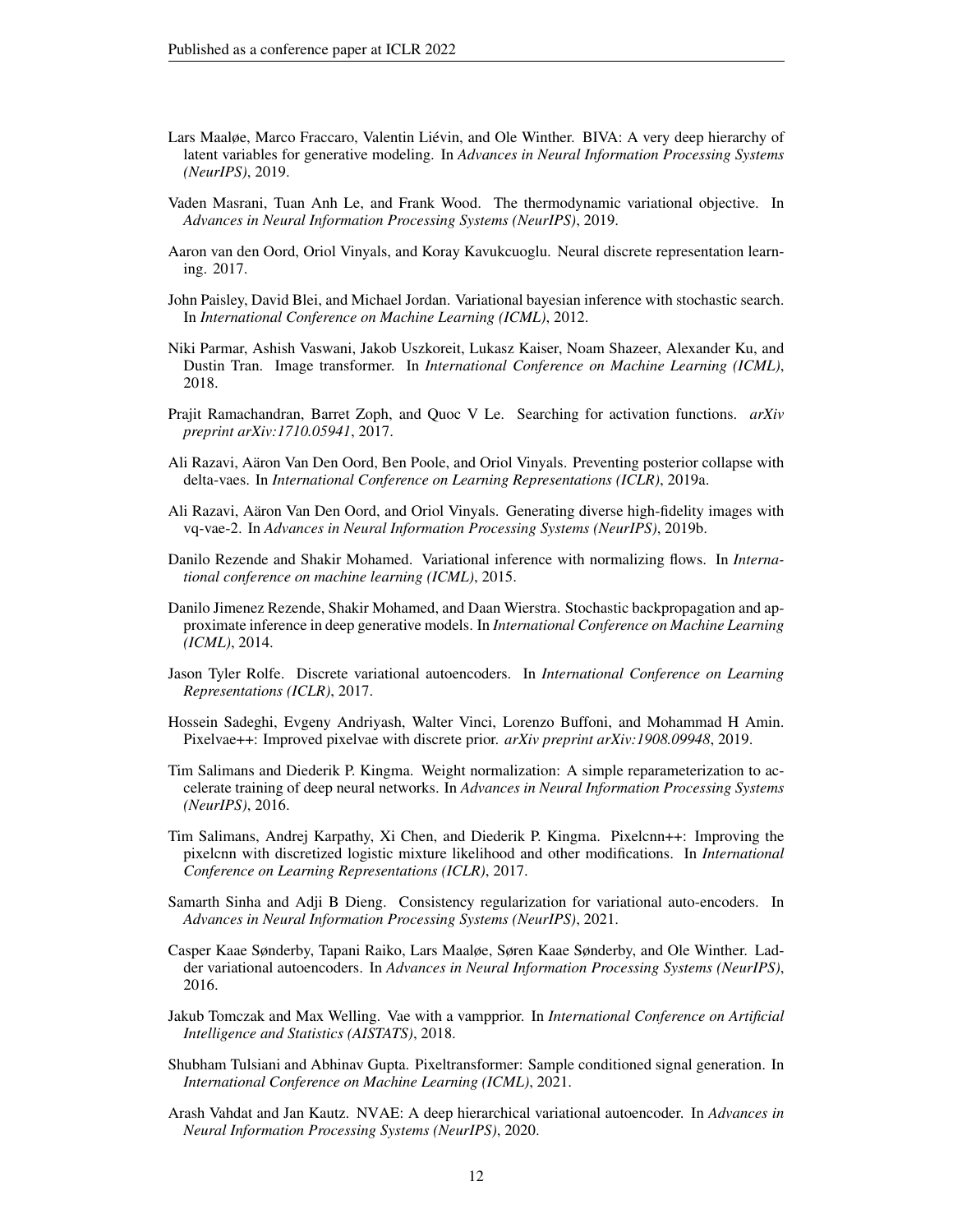Lars Maaløe, Marco Fraccaro, Valentin Liévin, and Ole Winther. BIVA: A very deep hierarchy of latent variables for generative modeling. In *Advances in Neural Information Processing Systems (NeurIPS)*, 2019.

Vaden Masrani, Tuan Anh Le, and Frank Wood. The thermodynamic variational objective. In *Advances in Neural Information Processing Systems (NeurIPS)*, 2019.

Aaron van den Oord, Oriol Vinyals, and Koray Kavukcuoglu. Neural discrete representation learning. 2017.

John Paisley, David Blei, and Michael Jordan. Variational bayesian inference with stochastic search. In *International Conference on Machine Learning (ICML)*, 2012.

Niki Parmar, Ashish Vaswani, Jakob Uszkoreit, Lukasz Kaiser, Noam Shazeer, Alexander Ku, and Dustin Tran. Image transformer. In *International Conference on Machine Learning (ICML)*, 2018.

Prajit Ramachandran, Barret Zoph, and Quoc V Le. Searching for activation functions. *arXiv preprint arXiv:1710.05941*, 2017.

Ali Razavi, Aäron Van Den Oord, Ben Poole, and Oriol Vinyals. Preventing posterior collapse with delta-vaes. In *International Conference on Learning Representations (ICLR)*, 2019a.

Ali Razavi, Aäron Van Den Oord, and Oriol Vinyals. Generating diverse high-fidelity images with vq-vae-2. In *Advances in Neural Information Processing Systems (NeurIPS)*, 2019b.

Danilo Rezende and Shakir Mohamed. Variational inference with normalizing flows. In *International conference on machine learning (ICML)*, 2015.

Danilo Jimenez Rezende, Shakir Mohamed, and Daan Wierstra. Stochastic backpropagation and approximate inference in deep generative models. In *International Conference on Machine Learning (ICML)*, 2014.

Jason Tyler Rolfe. Discrete variational autoencoders. In *International Conference on Learning Representations (ICLR)*, 2017.

Hossein Sadeghi, Evgeny Andriyash, Walter Vinci, Lorenzo Buffoni, and Mohammad H Amin. Pixelvae++: Improved pixelvae with discrete prior. *arXiv preprint arXiv:1908.09948*, 2019.

Tim Salimans and Diederik P. Kingma. Weight normalization: A simple reparameterization to accelerate training of deep neural networks. In *Advances in Neural Information Processing Systems (NeurIPS)*, 2016.

Tim Salimans, Andrej Karpathy, Xi Chen, and Diederik P. Kingma. Pixelcnn++: Improving the pixelcnn with discretized logistic mixture likelihood and other modifications. In *International Conference on Learning Representations (ICLR)*, 2017.

Samarth Sinha and Adji B Dieng. Consistency regularization for variational auto-encoders. In *Advances in Neural Information Processing Systems (NeurIPS)*, 2021.

Casper Kaae Sønderby, Tapani Raiko, Lars Maaløe, Søren Kaae Sønderby, and Ole Winther. Ladder variational autoencoders. In *Advances in Neural Information Processing Systems (NeurIPS)*, 2016.

Jakub Tomczak and Max Welling. Vae with a vampprior. In *International Conference on Artificial Intelligence and Statistics (AISTATS)*, 2018.

Shubham Tulsiani and Abhinav Gupta. Pixeltransformer: Sample conditioned signal generation. In *International Conference on Machine Learning (ICML)*, 2021.

Arash Vahdat and Jan Kautz. NVAE: A deep hierarchical variational autoencoder. In *Advances in Neural Information Processing Systems (NeurIPS)*, 2020.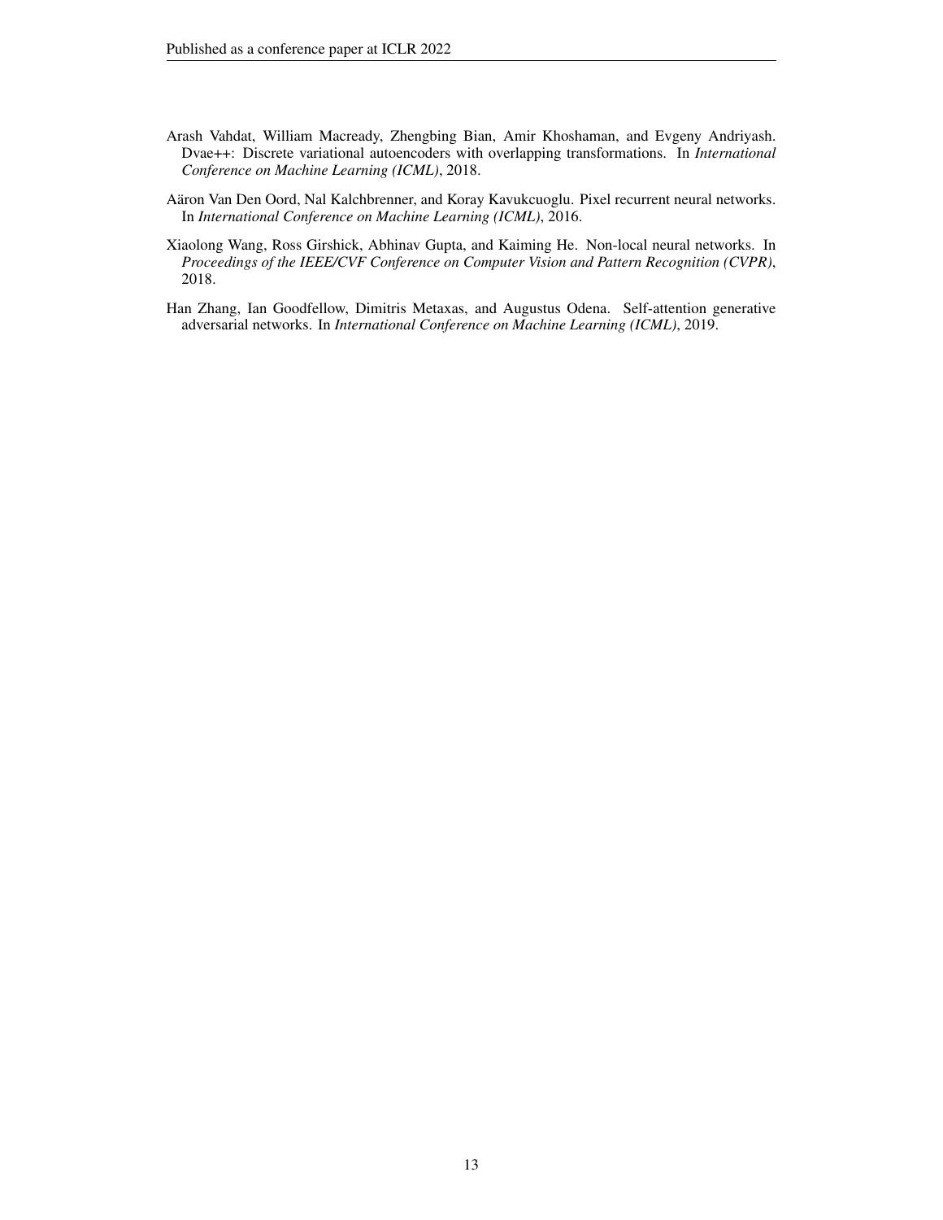Arash Vahdat, William Macready, Zhengbing Bian, Amir Khoshaman, and Evgeny Andriyash. Dvae++: Discrete variational autoencoders with overlapping transformations. In *International Conference on Machine Learning (ICML)*, 2018.

Aäron Van Den Oord, Nal Kalchbrenner, and Koray Kavukcuoglu. Pixel recurrent neural networks. In *International Conference on Machine Learning (ICML)*, 2016.

Xiaolong Wang, Ross Girshick, Abhinav Gupta, and Kaiming He. Non-local neural networks. In *Proceedings of the IEEE/CVF Conference on Computer Vision and Pattern Recognition (CVPR)*, 2018.

Han Zhang, Ian Goodfellow, Dimitris Metaxas, and Augustus Odena. Self-attention generative adversarial networks. In *International Conference on Machine Learning (ICML)*, 2019.